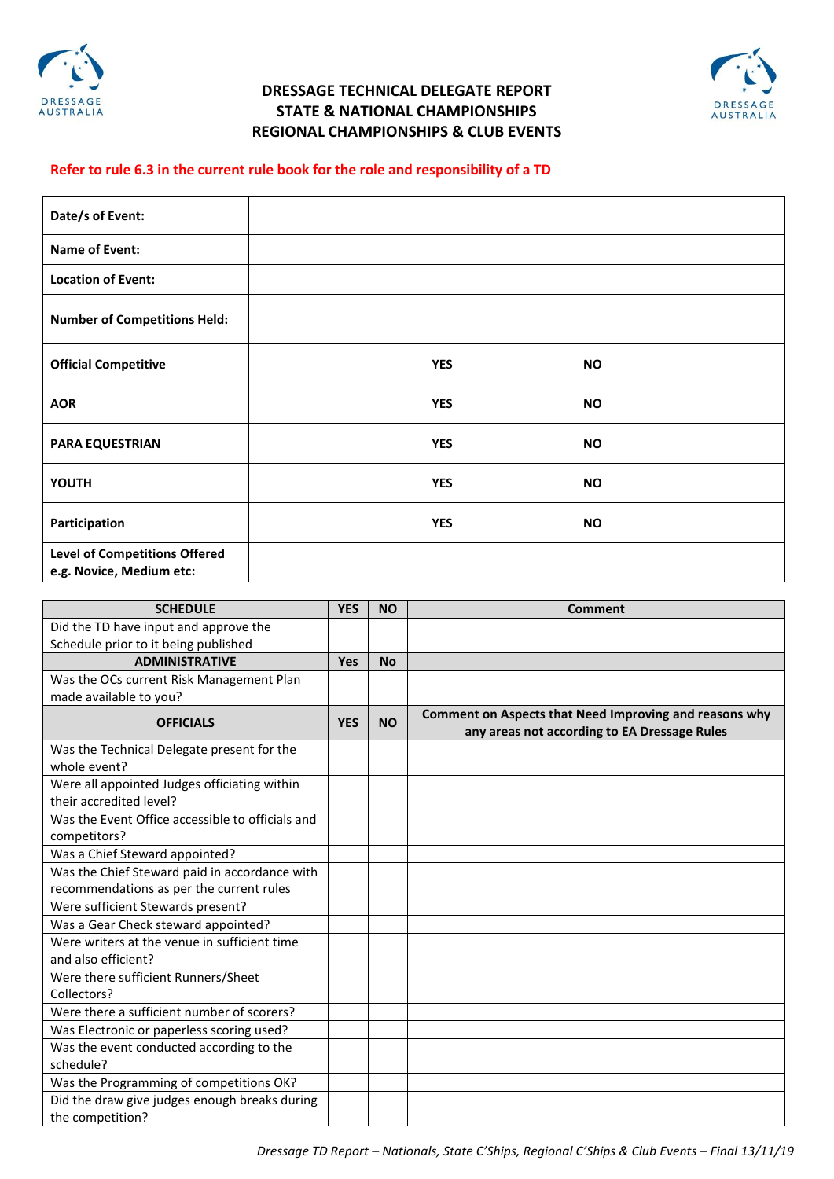# DRESSAGE TECHNICAL DELEGATE REPORT
# STATE & NATIONAL CHAMPIONSHIPS
# REGIONAL CHAMPIONSHIPS & CLUB EVENTS

**Refer to rule 6.3 in the current rule book for the role and responsibility of a TD**

| | | |
|---|---|---|
| **Date/s of Event:** | | |
| **Name of Event:** | | |
| **Location of Event:** | | |
| **Number of Competitions Held:** | | |
| **Official Competitive** | **YES** | **NO** |
| **AOR** | **YES** | **NO** |
| **PARA EQUESTRIAN** | **YES** | **NO** |
| **YOUTH** | **YES** | **NO** |
| **Participation** | **YES** | **NO** |
| **Level of Competitions Offered e.g. Novice, Medium etc:** | | |

| SCHEDULE | YES | NO | Comment |
|---|---|---|---|
| Did the TD have input and approve the Schedule prior to it being published | | | |
| **ADMINISTRATIVE** | **Yes** | **No** | |
| Was the OCs current Risk Management Plan made available to you? | | | |
| **OFFICIALS** | **YES** | **NO** | **Comment on Aspects that Need Improving and reasons why any areas not according to EA Dressage Rules** |
| Was the Technical Delegate present for the whole event? | | | |
| Were all appointed Judges officiating within their accredited level? | | | |
| Was the Event Office accessible to officials and competitors? | | | |
| Was a Chief Steward appointed? | | | |
| Was the Chief Steward paid in accordance with recommendations as per the current rules | | | |
| Were sufficient Stewards present? | | | |
| Was a Gear Check steward appointed? | | | |
| Were writers at the venue in sufficient time and also efficient? | | | |
| Were there sufficient Runners/Sheet Collectors? | | | |
| Were there a sufficient number of scorers? | | | |
| Was Electronic or paperless scoring used? | | | |
| Was the event conducted according to the schedule? | | | |
| Was the Programming of competitions OK? | | | |
| Did the draw give judges enough breaks during the competition? | | | |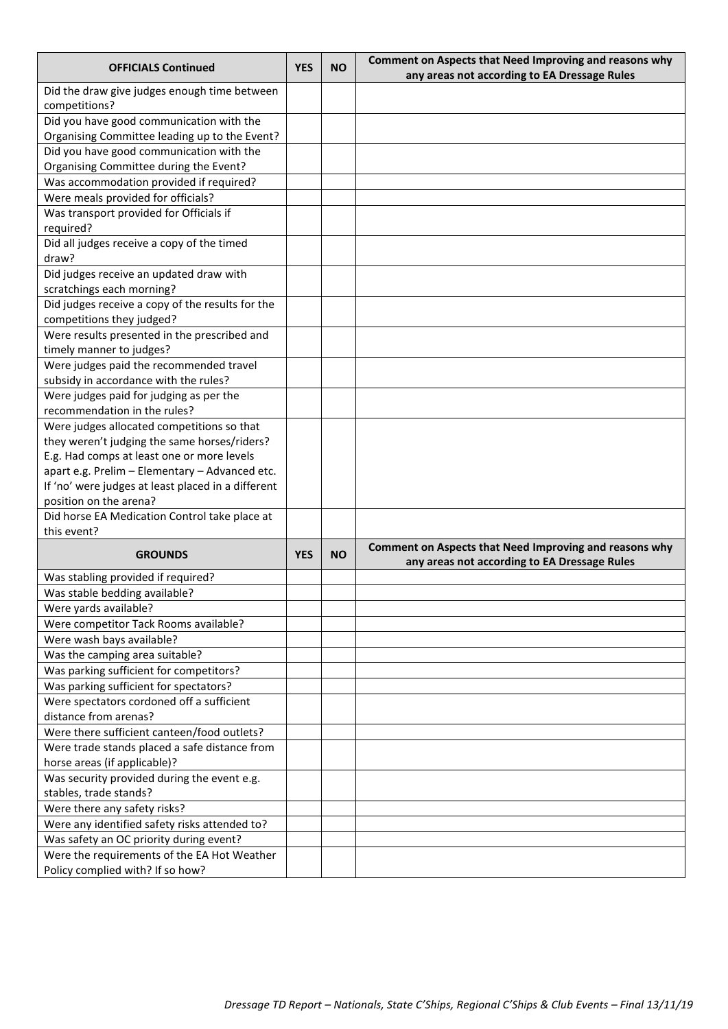| OFFICIALS Continued | YES | NO | Comment on Aspects that Need Improving and reasons why any areas not according to EA Dressage Rules |
|---|---|---|---|
| Did the draw give judges enough time between competitions? | | | |
| Did you have good communication with the Organising Committee leading up to the Event? | | | |
| Did you have good communication with the Organising Committee during the Event? | | | |
| Was accommodation provided if required? | | | |
| Were meals provided for officials? | | | |
| Was transport provided for Officials if required? | | | |
| Did all judges receive a copy of the timed draw? | | | |
| Did judges receive an updated draw with scratchings each morning? | | | |
| Did judges receive a copy of the results for the competitions they judged? | | | |
| Were results presented in the prescribed and timely manner to judges? | | | |
| Were judges paid the recommended travel subsidy in accordance with the rules? | | | |
| Were judges paid for judging as per the recommendation in the rules? | | | |
| Were judges allocated competitions so that they weren't judging the same horses/riders? E.g. Had comps at least one or more levels apart e.g. Prelim – Elementary – Advanced etc. If 'no' were judges at least placed in a different position on the arena? | | | |
| Did horse EA Medication Control take place at this event? | | | |

| GROUNDS | YES | NO | Comment on Aspects that Need Improving and reasons why any areas not according to EA Dressage Rules |
|---|---|---|---|
| Was stabling provided if required? | | | |
| Was stable bedding available? | | | |
| Were yards available? | | | |
| Were competitor Tack Rooms available? | | | |
| Were wash bays available? | | | |
| Was the camping area suitable? | | | |
| Was parking sufficient for competitors? | | | |
| Was parking sufficient for spectators? | | | |
| Were spectators cordoned off a sufficient distance from arenas? | | | |
| Were there sufficient canteen/food outlets? | | | |
| Were trade stands placed a safe distance from horse areas (if applicable)? | | | |
| Was security provided during the event e.g. stables, trade stands? | | | |
| Were there any safety risks? | | | |
| Were any identified safety risks attended to? | | | |
| Was safety an OC priority during event? | | | |
| Were the requirements of the EA Hot Weather Policy complied with? If so how? | | | |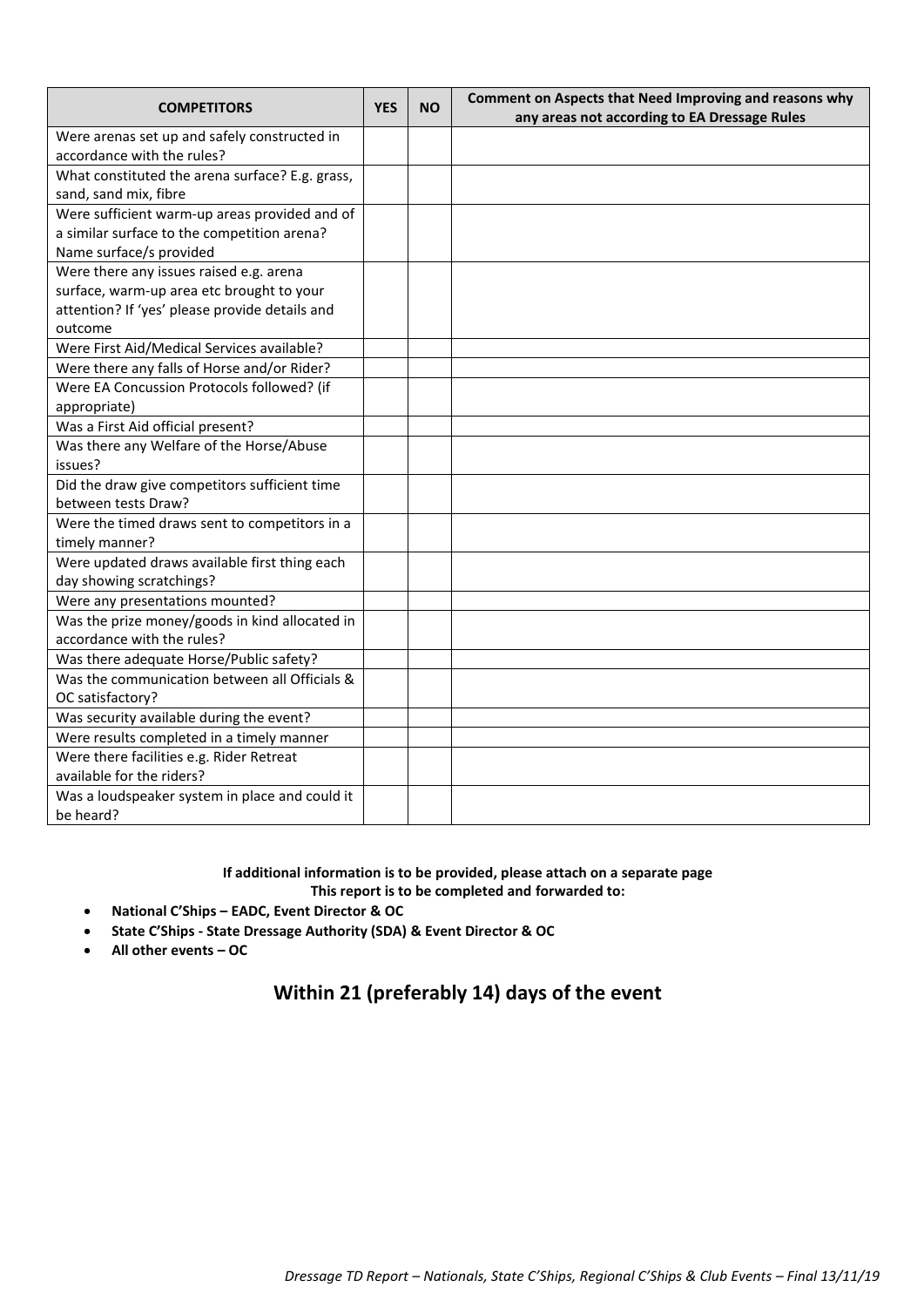| COMPETITORS | YES | NO | Comment on Aspects that Need Improving and reasons why any areas not according to EA Dressage Rules |
|---|---|---|---|
| Were arenas set up and safely constructed in accordance with the rules? | | | |
| What constituted the arena surface? E.g. grass, sand, sand mix, fibre | | | |
| Were sufficient warm-up areas provided and of a similar surface to the competition arena? Name surface/s provided | | | |
| Were there any issues raised e.g. arena surface, warm-up area etc brought to your attention? If 'yes' please provide details and outcome | | | |
| Were First Aid/Medical Services available? | | | |
| Were there any falls of Horse and/or Rider? | | | |
| Were EA Concussion Protocols followed? (if appropriate) | | | |
| Was a First Aid official present? | | | |
| Was there any Welfare of the Horse/Abuse issues? | | | |
| Did the draw give competitors sufficient time between tests Draw? | | | |
| Were the timed draws sent to competitors in a timely manner? | | | |
| Were updated draws available first thing each day showing scratchings? | | | |
| Were any presentations mounted? | | | |
| Was the prize money/goods in kind allocated in accordance with the rules? | | | |
| Was there adequate Horse/Public safety? | | | |
| Was the communication between all Officials & OC satisfactory? | | | |
| Was security available during the event? | | | |
| Were results completed in a timely manner | | | |
| Were there facilities e.g. Rider Retreat available for the riders? | | | |
| Was a loudspeaker system in place and could it be heard? | | | |

**If additional information is to be provided, please attach on a separate page**

**This report is to be completed and forwarded to:**

- **National C'Ships – EADC, Event Director & OC**
- **State C'Ships - State Dressage Authority (SDA) & Event Director & OC**
- **All other events – OC**

## Within 21 (preferably 14) days of the event